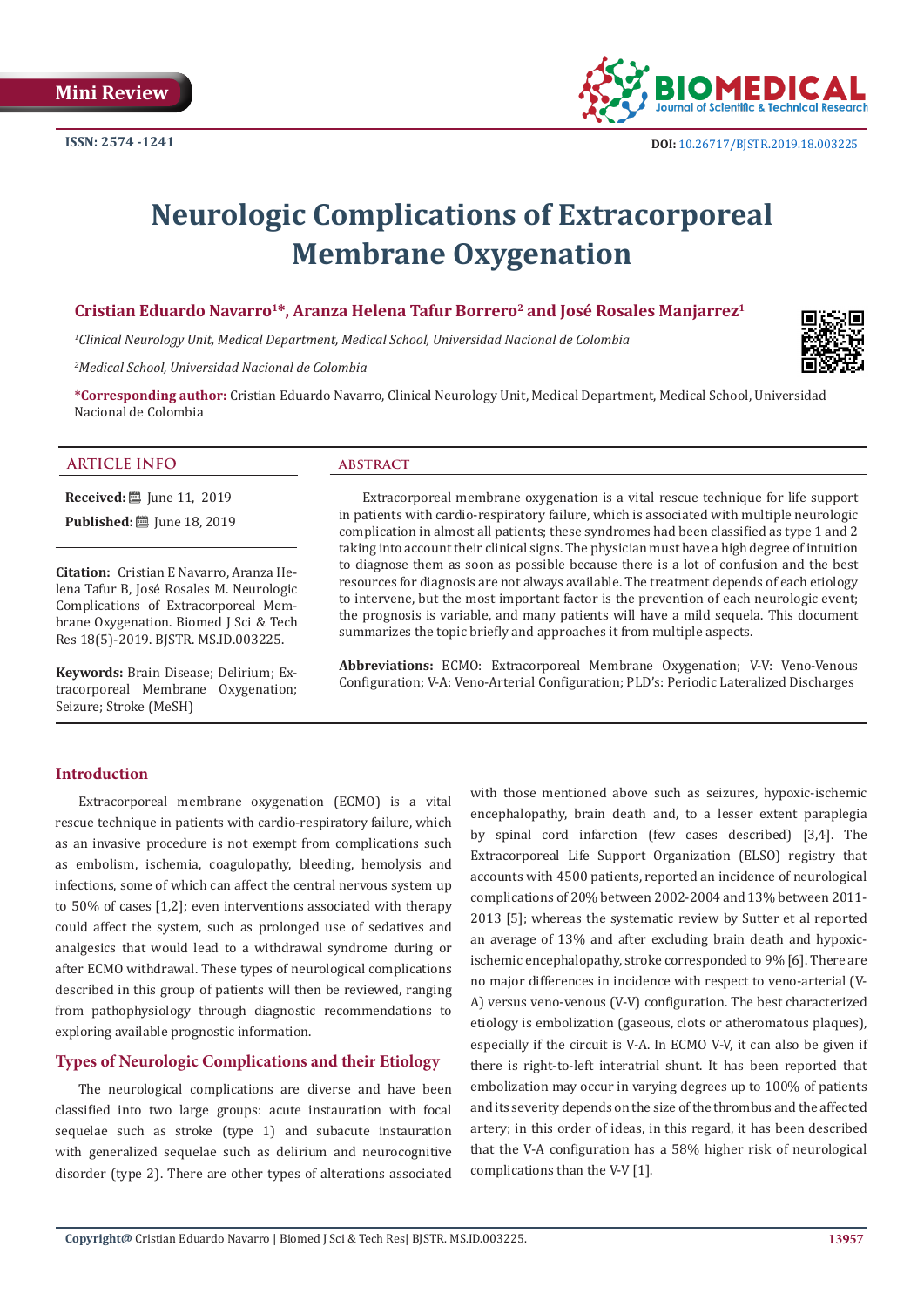Mini Review

ISSN: 2574 -1241

DOI: 10.26717/BJSTR.2019.18.003225

# Neurologic Complications of Extracorporeal Membrane Oxygenation

**Cristian Eduardo Navarro[1]*, Aranza Helena Tafur Borrero[2] and José Rosales Manjarrez[1]**

[1]*Clinical Neurology Unit, Medical Department, Medical School, Universidad Nacional de Colombia*

[2]*Medical School, Universidad Nacional de Colombia*

***Corresponding author:** Cristian Eduardo Navarro, Clinical Neurology Unit, Medical Department, Medical School, Universidad Nacional de Colombia

## ARTICLE INFO

**Received:** June 11, 2019

**Published:** June 18, 2019

**Citation:** Cristian E Navarro, Aranza Helena Tafur B, José Rosales M. Neurologic Complications of Extracorporeal Membrane Oxygenation. Biomed J Sci & Tech Res 18(5)-2019. BJSTR. MS.ID.003225.

**Keywords:** Brain Disease; Delirium; Extracorporeal Membrane Oxygenation; Seizure; Stroke (MeSH)

## ABSTRACT

Extracorporeal membrane oxygenation is a vital rescue technique for life support in patients with cardio-respiratory failure, which is associated with multiple neurologic complication in almost all patients; these syndromes had been classified as type 1 and 2 taking into account their clinical signs. The physician must have a high degree of intuition to diagnose them as soon as possible because there is a lot of confusion and the best resources for diagnosis are not always available. The treatment depends of each etiology to intervene, but the most important factor is the prevention of each neurologic event; the prognosis is variable, and many patients will have a mild sequela. This document summarizes the topic briefly and approaches it from multiple aspects.

**Abbreviations:** ECMO: Extracorporeal Membrane Oxygenation; V-V: Veno-Venous Configuration; V-A: Veno-Arterial Configuration; PLD's: Periodic Lateralized Discharges

## Introduction

Extracorporeal membrane oxygenation (ECMO) is a vital rescue technique in patients with cardio-respiratory failure, which as an invasive procedure is not exempt from complications such as embolism, ischemia, coagulopathy, bleeding, hemolysis and infections, some of which can affect the central nervous system up to 50% of cases [1,2]; even interventions associated with therapy could affect the system, such as prolonged use of sedatives and analgesics that would lead to a withdrawal syndrome during or after ECMO withdrawal. These types of neurological complications described in this group of patients will then be reviewed, ranging from pathophysiology through diagnostic recommendations to exploring available prognostic information.

## Types of Neurologic Complications and their Etiology

The neurological complications are diverse and have been classified into two large groups: acute instauration with focal sequelae such as stroke (type 1) and subacute instauration with generalized sequelae such as delirium and neurocognitive disorder (type 2). There are other types of alterations associated with those mentioned above such as seizures, hypoxic-ischemic encephalopathy, brain death and, to a lesser extent paraplegia by spinal cord infarction (few cases described) [3,4]. The Extracorporeal Life Support Organization (ELSO) registry that accounts with 4500 patients, reported an incidence of neurological complications of 20% between 2002-2004 and 13% between 2011-2013 [5]; whereas the systematic review by Sutter et al reported an average of 13% and after excluding brain death and hypoxic-ischemic encephalopathy, stroke corresponded to 9% [6]. There are no major differences in incidence with respect to veno-arterial (V-A) versus veno-venous (V-V) configuration. The best characterized etiology is embolization (gaseous, clots or atheromatous plaques), especially if the circuit is V-A. In ECMO V-V, it can also be given if there is right-to-left interatrial shunt. It has been reported that embolization may occur in varying degrees up to 100% of patients and its severity depends on the size of the thrombus and the affected artery; in this order of ideas, in this regard, it has been described that the V-A configuration has a 58% higher risk of neurological complications than the V-V [1].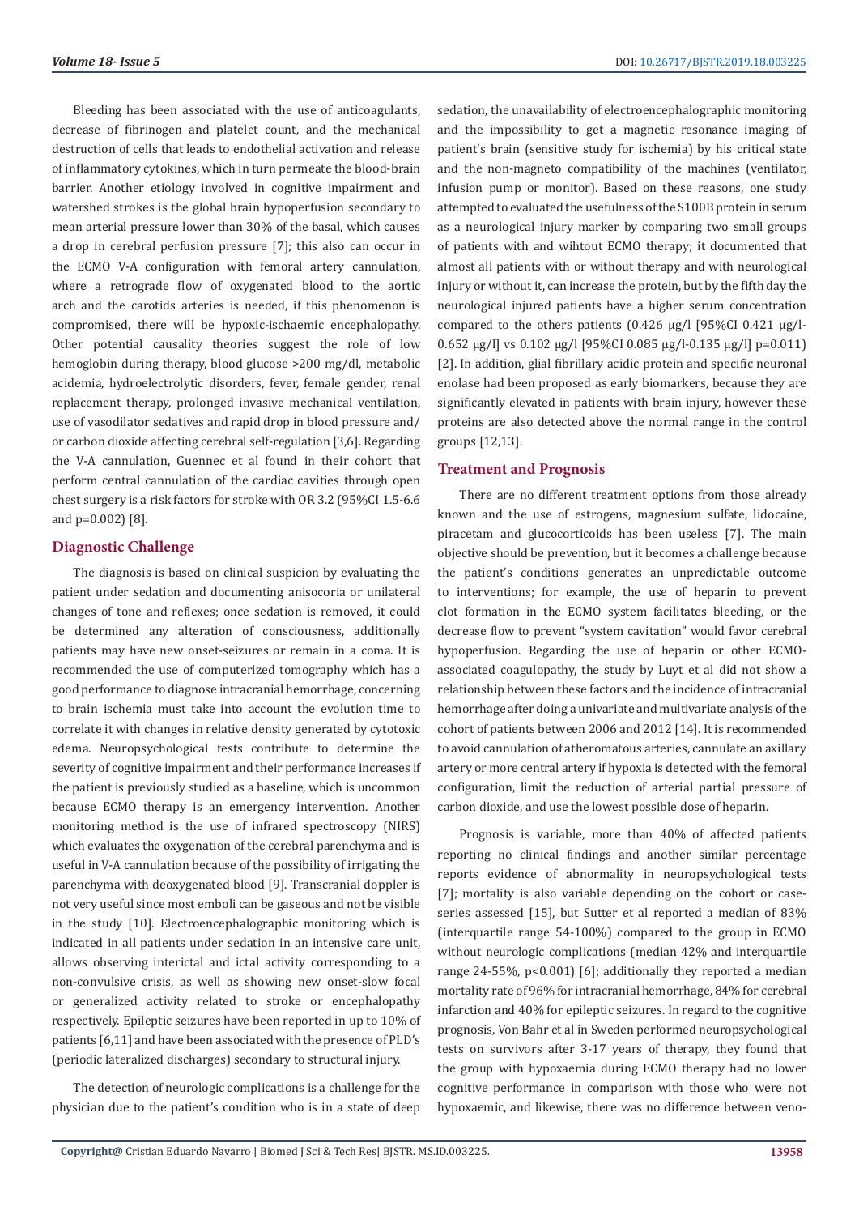Bleeding has been associated with the use of anticoagulants, decrease of fibrinogen and platelet count, and the mechanical destruction of cells that leads to endothelial activation and release of inflammatory cytokines, which in turn permeate the blood-brain barrier. Another etiology involved in cognitive impairment and watershed strokes is the global brain hypoperfusion secondary to mean arterial pressure lower than 30% of the basal, which causes a drop in cerebral perfusion pressure [7]; this also can occur in the ECMO V-A configuration with femoral artery cannulation, where a retrograde flow of oxygenated blood to the aortic arch and the carotids arteries is needed, if this phenomenon is compromised, there will be hypoxic-ischaemic encephalopathy. Other potential causality theories suggest the role of low hemoglobin during therapy, blood glucose >200 mg/dl, metabolic acidemia, hydroelectrolytic disorders, fever, female gender, renal replacement therapy, prolonged invasive mechanical ventilation, use of vasodilator sedatives and rapid drop in blood pressure and/or carbon dioxide affecting cerebral self-regulation [3,6]. Regarding the V-A cannulation, Guennec et al found in their cohort that perform central cannulation of the cardiac cavities through open chest surgery is a risk factors for stroke with OR 3.2 (95%CI 1.5-6.6 and p=0.002) [8].

## Diagnostic Challenge

The diagnosis is based on clinical suspicion by evaluating the patient under sedation and documenting anisocoria or unilateral changes of tone and reflexes; once sedation is removed, it could be determined any alteration of consciousness, additionally patients may have new onset-seizures or remain in a coma. It is recommended the use of computerized tomography which has a good performance to diagnose intracranial hemorrhage, concerning to brain ischemia must take into account the evolution time to correlate it with changes in relative density generated by cytotoxic edema. Neuropsychological tests contribute to determine the severity of cognitive impairment and their performance increases if the patient is previously studied as a baseline, which is uncommon because ECMO therapy is an emergency intervention. Another monitoring method is the use of infrared spectroscopy (NIRS) which evaluates the oxygenation of the cerebral parenchyma and is useful in V-A cannulation because of the possibility of irrigating the parenchyma with deoxygenated blood [9]. Transcranial doppler is not very useful since most emboli can be gaseous and not be visible in the study [10]. Electroencephalographic monitoring which is indicated in all patients under sedation in an intensive care unit, allows observing interictal and ictal activity corresponding to a non-convulsive crisis, as well as showing new onset-slow focal or generalized activity related to stroke or encephalopathy respectively. Epileptic seizures have been reported in up to 10% of patients [6,11] and have been associated with the presence of PLD's (periodic lateralized discharges) secondary to structural injury.

The detection of neurologic complications is a challenge for the physician due to the patient's condition who is in a state of deep sedation, the unavailability of electroencephalographic monitoring and the impossibility to get a magnetic resonance imaging of patient's brain (sensitive study for ischemia) by his critical state and the non-magneto compatibility of the machines (ventilator, infusion pump or monitor). Based on these reasons, one study attempted to evaluated the usefulness of the S100B protein in serum as a neurological injury marker by comparing two small groups of patients with and wihtout ECMO therapy; it documented that almost all patients with or without therapy and with neurological injury or without it, can increase the protein, but by the fifth day the neurological injured patients have a higher serum concentration compared to the others patients (0.426 μg/l [95%CI 0.421 μg/l-0.652 μg/l] vs 0.102 μg/l [95%CI 0.085 μg/l-0.135 μg/l] p=0.011) [2]. In addition, glial fibrillary acidic protein and specific neuronal enolase had been proposed as early biomarkers, because they are significantly elevated in patients with brain injury, however these proteins are also detected above the normal range in the control groups [12,13].

## Treatment and Prognosis

There are no different treatment options from those already known and the use of estrogens, magnesium sulfate, lidocaine, piracetam and glucocorticoids has been useless [7]. The main objective should be prevention, but it becomes a challenge because the patient's conditions generates an unpredictable outcome to interventions; for example, the use of heparin to prevent clot formation in the ECMO system facilitates bleeding, or the decrease flow to prevent "system cavitation" would favor cerebral hypoperfusion. Regarding the use of heparin or other ECMO-associated coagulopathy, the study by Luyt et al did not show a relationship between these factors and the incidence of intracranial hemorrhage after doing a univariate and multivariate analysis of the cohort of patients between 2006 and 2012 [14]. It is recommended to avoid cannulation of atheromatous arteries, cannulate an axillary artery or more central artery if hypoxia is detected with the femoral configuration, limit the reduction of arterial partial pressure of carbon dioxide, and use the lowest possible dose of heparin.

Prognosis is variable, more than 40% of affected patients reporting no clinical findings and another similar percentage reports evidence of abnormality in neuropsychological tests [7]; mortality is also variable depending on the cohort or case-series assessed [15], but Sutter et al reported a median of 83% (interquartile range 54-100%) compared to the group in ECMO without neurologic complications (median 42% and interquartile range 24-55%, p<0.001) [6]; additionally they reported a median mortality rate of 96% for intracranial hemorrhage, 84% for cerebral infarction and 40% for epileptic seizures. In regard to the cognitive prognosis, Von Bahr et al in Sweden performed neuropsychological tests on survivors after 3-17 years of therapy, they found that the group with hypoxaemia during ECMO therapy had no lower cognitive performance in comparison with those who were not hypoxaemic, and likewise, there was no difference between veno-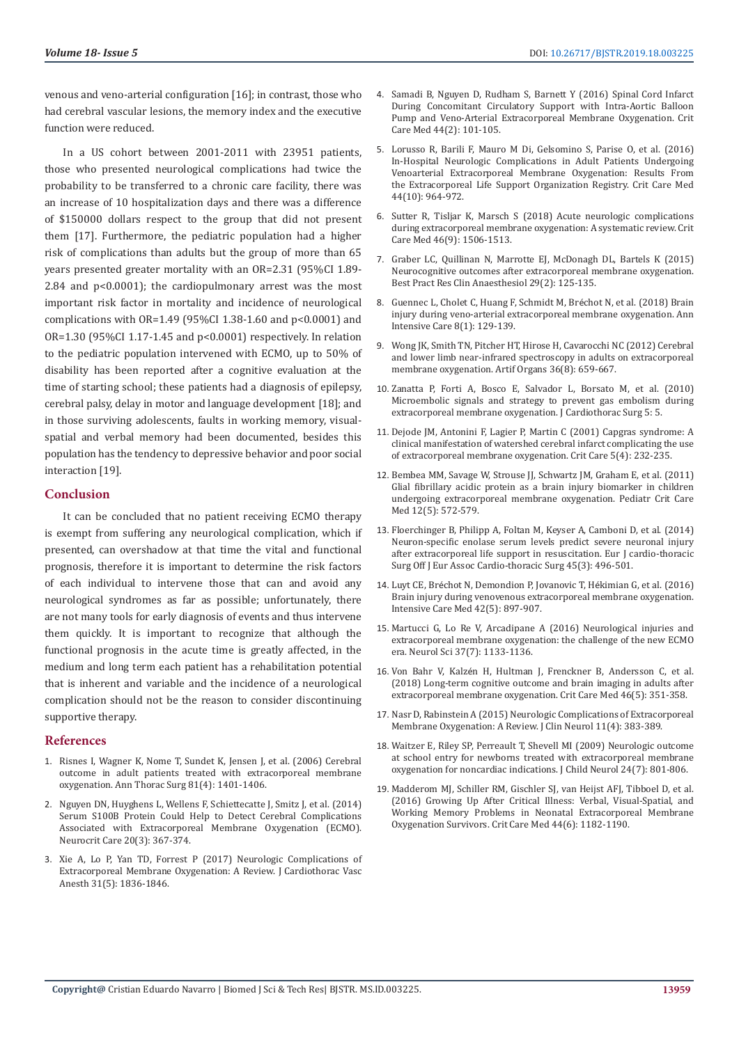venous and veno-arterial configuration [16]; in contrast, those who had cerebral vascular lesions, the memory index and the executive function were reduced.

In a US cohort between 2001-2011 with 23951 patients, those who presented neurological complications had twice the probability to be transferred to a chronic care facility, there was an increase of 10 hospitalization days and there was a difference of $150000 dollars respect to the group that did not present them [17]. Furthermore, the pediatric population had a higher risk of complications than adults but the group of more than 65 years presented greater mortality with an OR=2.31 (95%CI 1.89-2.84 and p<0.0001); the cardiopulmonary arrest was the most important risk factor in mortality and incidence of neurological complications with OR=1.49 (95%CI 1.38-1.60 and p<0.0001) and OR=1.30 (95%CI 1.17-1.45 and p<0.0001) respectively. In relation to the pediatric population intervened with ECMO, up to 50% of disability has been reported after a cognitive evaluation at the time of starting school; these patients had a diagnosis of epilepsy, cerebral palsy, delay in motor and language development [18]; and in those surviving adolescents, faults in working memory, visual-spatial and verbal memory had been documented, besides this population has the tendency to depressive behavior and poor social interaction [19].

## Conclusion

It can be concluded that no patient receiving ECMO therapy is exempt from suffering any neurological complication, which if presented, can overshadow at that time the vital and functional prognosis, therefore it is important to determine the risk factors of each individual to intervene those that can and avoid any neurological syndromes as far as possible; unfortunately, there are not many tools for early diagnosis of events and thus intervene them quickly. It is important to recognize that although the functional prognosis in the acute time is greatly affected, in the medium and long term each patient has a rehabilitation potential that is inherent and variable and the incidence of a neurological complication should not be the reason to consider discontinuing supportive therapy.

## References

1. Risnes I, Wagner K, Nome T, Sundet K, Jensen J, et al. (2006) Cerebral outcome in adult patients treated with extracorporeal membrane oxygenation. Ann Thorac Surg 81(4): 1401-1406.
2. Nguyen DN, Huyghens L, Wellens F, Schiettecatte J, Smitz J, et al. (2014) Serum S100B Protein Could Help to Detect Cerebral Complications Associated with Extracorporeal Membrane Oxygenation (ECMO). Neurocrit Care 20(3): 367-374.
3. Xie A, Lo P, Yan TD, Forrest P (2017) Neurologic Complications of Extracorporeal Membrane Oxygenation: A Review. J Cardiothorac Vasc Anesth 31(5): 1836-1846.
4. Samadi B, Nguyen D, Rudham S, Barnett Y (2016) Spinal Cord Infarct During Concomitant Circulatory Support with Intra-Aortic Balloon Pump and Veno-Arterial Extracorporeal Membrane Oxygenation. Crit Care Med 44(2): 101-105.
5. Lorusso R, Barili F, Mauro M Di, Gelsomino S, Parise O, et al. (2016) In-Hospital Neurologic Complications in Adult Patients Undergoing Venoarterial Extracorporeal Membrane Oxygenation: Results From the Extracorporeal Life Support Organization Registry. Crit Care Med 44(10): 964-972.
6. Sutter R, Tisljar K, Marsch S (2018) Acute neurologic complications during extracorporeal membrane oxygenation: A systematic review. Crit Care Med 46(9): 1506-1513.
7. Graber LC, Quillinan N, Marrotte EJ, McDonagh DL, Bartels K (2015) Neurocognitive outcomes after extracorporeal membrane oxygenation. Best Pract Res Clin Anaesthesiol 29(2): 125-135.
8. Guennec L, Cholet C, Huang F, Schmidt M, Bréchot N, et al. (2018) Brain injury during veno-arterial extracorporeal membrane oxygenation. Ann Intensive Care 8(1): 129-139.
9. Wong JK, Smith TN, Pitcher HT, Hirose H, Cavarocchi NC (2012) Cerebral and lower limb near-infrared spectroscopy in adults on extracorporeal membrane oxygenation. Artif Organs 36(8): 659-667.
10. Zanatta P, Forti A, Bosco E, Salvador L, Borsato M, et al. (2010) Microembolic signals and strategy to prevent gas embolism during extracorporeal membrane oxygenation. J Cardiothorac Surg 5: 5.
11. Dejode JM, Antonini F, Lagier P, Martin C (2001) Capgras syndrome: A clinical manifestation of watershed cerebral infarct complicating the use of extracorporeal membrane oxygenation. Crit Care 5(4): 232-235.
12. Bembea MM, Savage W, Strouse JJ, Schwartz JM, Graham E, et al. (2011) Glial fibrillary acidic protein as a brain injury biomarker in children undergoing extracorporeal membrane oxygenation. Pediatr Crit Care Med 12(5): 572-579.
13. Floerchinger B, Philipp A, Foltan M, Keyser A, Camboni D, et al. (2014) Neuron-specific enolase serum levels predict severe neuronal injury after extracorporeal life support in resuscitation. Eur J cardio-thoracic Surg Off J Eur Assoc Cardio-thoracic Surg 45(3): 496-501.
14. Luyt CE, Bréchot N, Demondion P, Jovanovic T, Hékimian G, et al. (2016) Brain injury during venovenous extracorporeal membrane oxygenation. Intensive Care Med 42(5): 897-907.
15. Martucci G, Lo Re V, Arcadipane A (2016) Neurological injuries and extracorporeal membrane oxygenation: the challenge of the new ECMO era. Neurol Sci 37(7): 1133-1136.
16. Von Bahr V, Kalzén H, Hultman J, Frenckner B, Andersson C, et al. (2018) Long-term cognitive outcome and brain imaging in adults after extracorporeal membrane oxygenation. Crit Care Med 46(5): 351-358.
17. Nasr D, Rabinstein A (2015) Neurologic Complications of Extracorporeal Membrane Oxygenation: A Review. J Clin Neurol 11(4): 383-389.
18. Waitzer E, Riley SP, Perreault T, Shevell MI (2009) Neurologic outcome at school entry for newborns treated with extracorporeal membrane oxygenation for noncardiac indications. J Child Neurol 24(7): 801-806.
19. Madderom MJ, Schiller RM, Gischler SJ, van Heijst AFJ, Tibboel D, et al. (2016) Growing Up After Critical Illness: Verbal, Visual-Spatial, and Working Memory Problems in Neonatal Extracorporeal Membrane Oxygenation Survivors. Crit Care Med 44(6): 1182-1190.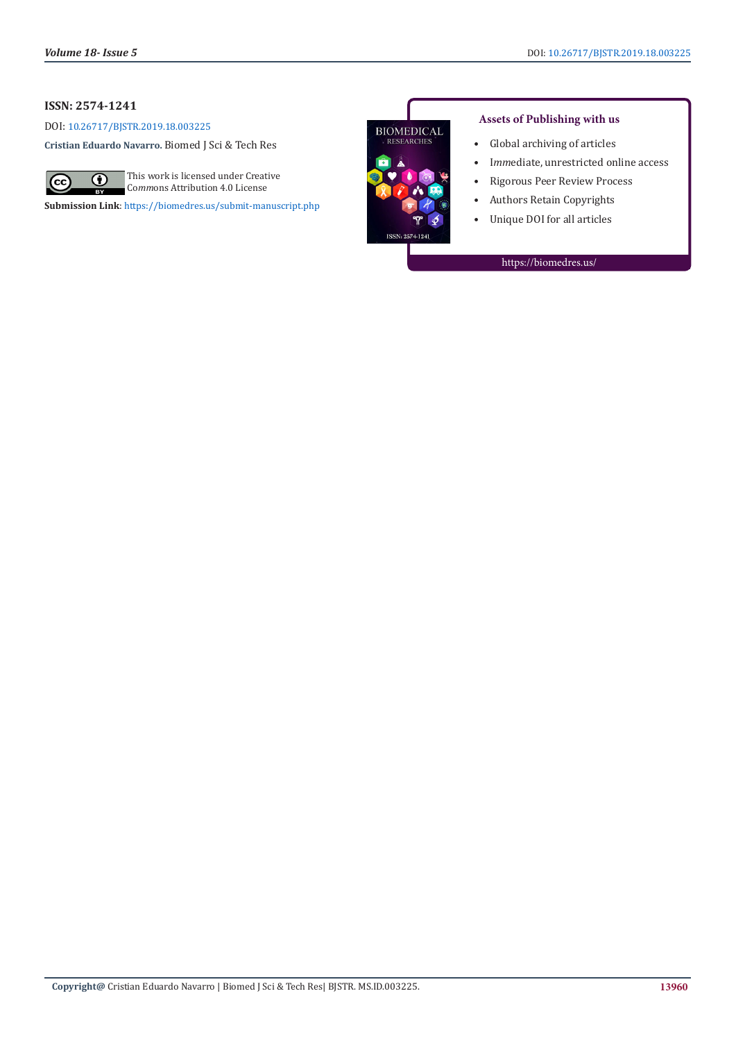**ISSN: 2574-1241**

DOI: 10.26717/BJSTR.2019.18.003225

**Cristian Eduardo Navarro.** Biomed J Sci & Tech Res

This work is licensed under Creative Commons Attribution 4.0 License

**Submission Link**: https://biomedres.us/submit-manuscript.php

### Assets of Publishing with us

- Global archiving of articles
- Immediate, unrestricted online access
- Rigorous Peer Review Process
- Authors Retain Copyrights
- Unique DOI for all articles

https://biomedres.us/